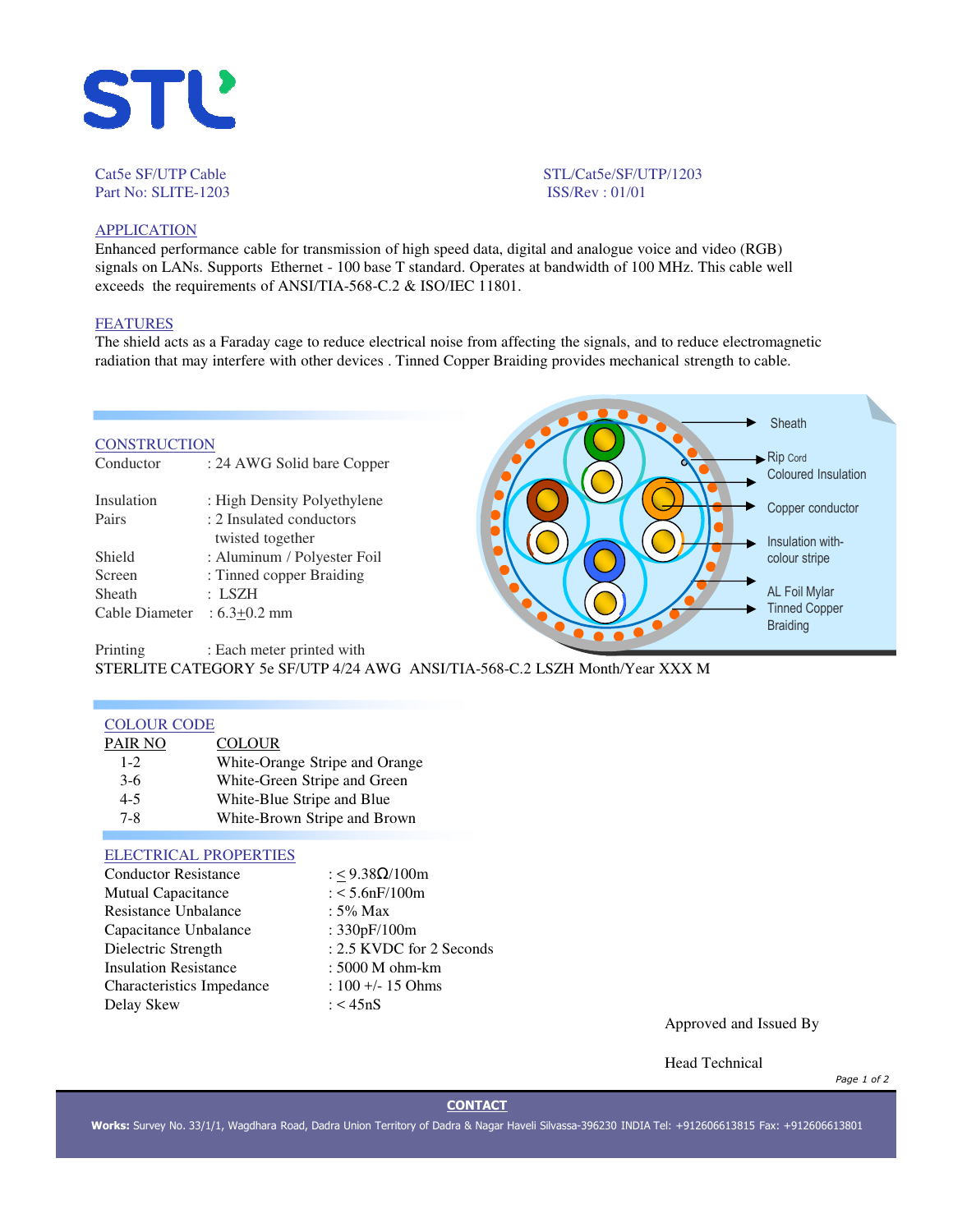STL

Cat5e SF/UTP Cable
Part No: SLITE-1203

STL/Cat5e/SF/UTP/1203
ISS/Rev : 01/01

## APPLICATION

Enhanced performance cable for transmission of high speed data, digital and analogue voice and video (RGB) signals on LANs. Supports Ethernet - 100 base T standard. Operates at bandwidth of 100 MHz. This cable well exceeds the requirements of ANSI/TIA-568-C.2 & ISO/IEC 11801.

## FEATURES

The shield acts as a Faraday cage to reduce electrical noise from affecting the signals, and to reduce electromagnetic radiation that may interfere with other devices . Tinned Copper Braiding provides mechanical strength to cable.

## CONSTRUCTION

| | |
|---|---|
| Conductor | : 24 AWG Solid bare Copper |
| Insulation | : High Density Polyethylene |
| Pairs | : 2 Insulated conductors twisted together |
| Shield | : Aluminum / Polyester Foil |
| Screen | : Tinned copper Braiding |
| Sheath | : LSZH |
| Cable Diameter | : 6.3±0.2 mm |
| Printing | : Each meter printed with |

STERLITE CATEGORY 5e SF/UTP 4/24 AWG ANSI/TIA-568-C.2 LSZH Month/Year XXX M

Sheath
Rip Cord
Coloured Insulation
Copper conductor
Insulation with-colour stripe
AL Foil Mylar
Tinned Copper Braiding

## COLOUR CODE

| PAIR NO | COLOUR |
|---|---|
| 1-2 | White-Orange Stripe and Orange |
| 3-6 | White-Green Stripe and Green |
| 4-5 | White-Blue Stripe and Blue |
| 7-8 | White-Brown Stripe and Brown |

## ELECTRICAL PROPERTIES

| | |
|---|---|
| Conductor Resistance | : ≤ 9.38Ω/100m |
| Mutual Capacitance | : < 5.6nF/100m |
| Resistance Unbalance | : 5% Max |
| Capacitance Unbalance | : 330pF/100m |
| Dielectric Strength | : 2.5 KVDC for 2 Seconds |
| Insulation Resistance | : 5000 M ohm-km |
| Characteristics Impedance | : 100 +/- 15 Ohms |
| Delay Skew | : < 45nS |

Approved and Issued By

Head Technical

**CONTACT**

**Works:** Survey No. 33/1/1, Wagdhara Road, Dadra Union Territory of Dadra & Nagar Haveli Silvassa-396230 INDIA Tel: +912606613815 Fax: +912606613801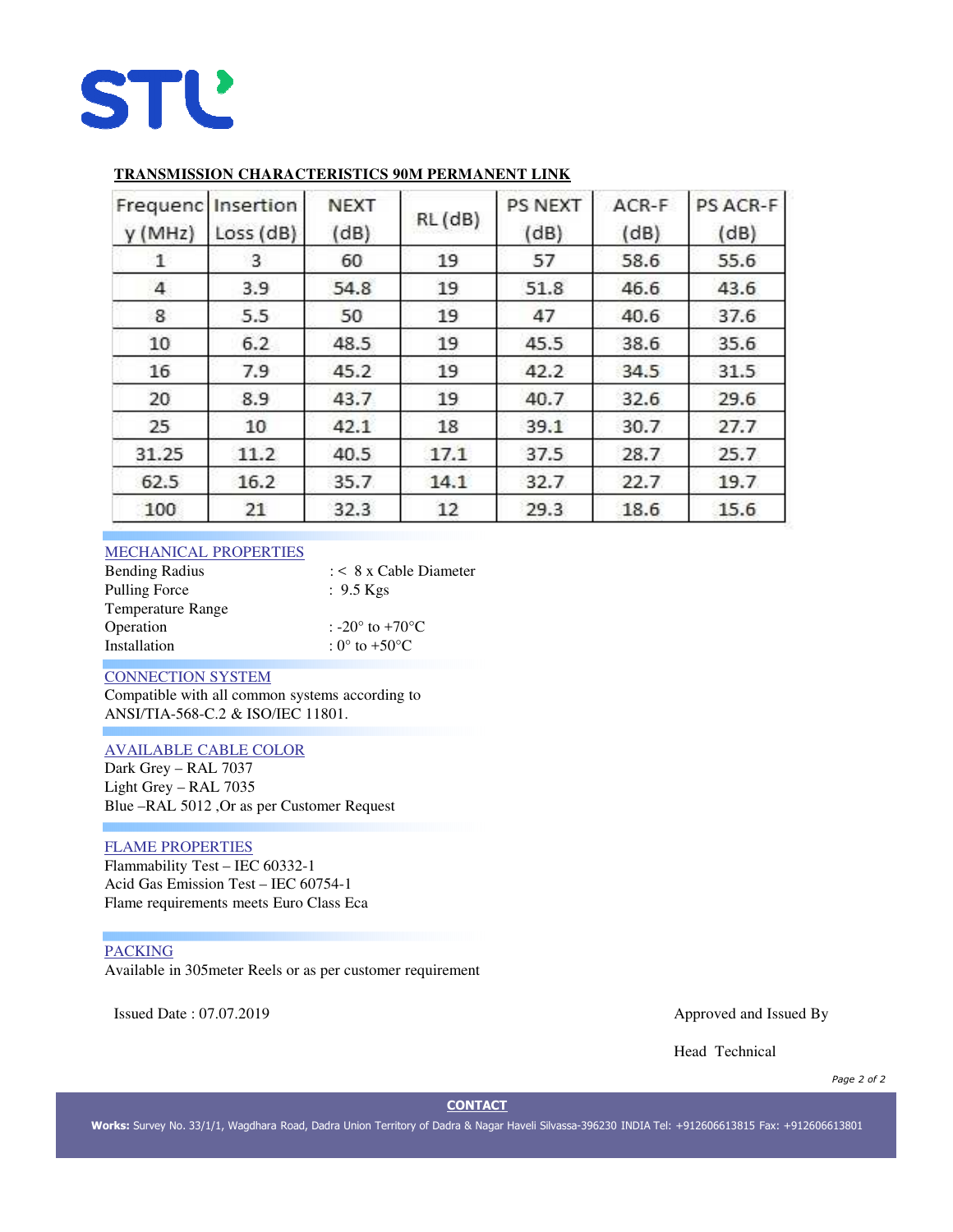STL

**TRANSMISSION CHARACTERISTICS 90M PERMANENT LINK**

| Frequency (MHz) | Insertion Loss (dB) | NEXT (dB) | RL (dB) | PS NEXT (dB) | ACR-F (dB) | PS ACR-F (dB) |
|---|---|---|---|---|---|---|
| 1 | 3 | 60 | 19 | 57 | 58.6 | 55.6 |
| 4 | 3.9 | 54.8 | 19 | 51.8 | 46.6 | 43.6 |
| 8 | 5.5 | 50 | 19 | 47 | 40.6 | 37.6 |
| 10 | 6.2 | 48.5 | 19 | 45.5 | 38.6 | 35.6 |
| 16 | 7.9 | 45.2 | 19 | 42.2 | 34.5 | 31.5 |
| 20 | 8.9 | 43.7 | 19 | 40.7 | 32.6 | 29.6 |
| 25 | 10 | 42.1 | 18 | 39.1 | 30.7 | 27.7 |
| 31.25 | 11.2 | 40.5 | 17.1 | 37.5 | 28.7 | 25.7 |
| 62.5 | 16.2 | 35.7 | 14.1 | 32.7 | 22.7 | 19.7 |
| 100 | 21 | 32.3 | 12 | 29.3 | 18.6 | 15.6 |

## MECHANICAL PROPERTIES

Bending Radius : < 8 x Cable Diameter
Pulling Force : 9.5 Kgs
Temperature Range
Operation : -20° to +70°C
Installation : 0° to +50°C

## CONNECTION SYSTEM

Compatible with all common systems according to ANSI/TIA-568-C.2 & ISO/IEC 11801.

## AVAILABLE CABLE COLOR

Dark Grey – RAL 7037
Light Grey – RAL 7035
Blue –RAL 5012 ,Or as per Customer Request

## FLAME PROPERTIES

Flammability Test – IEC 60332-1
Acid Gas Emission Test – IEC 60754-1
Flame requirements meets Euro Class Eca

## PACKING

Available in 305meter Reels or as per customer requirement

Issued Date : 07.07.2019

Approved and Issued By

Head Technical

**CONTACT**

**Works:** Survey No. 33/1/1, Wagdhara Road, Dadra Union Territory of Dadra & Nagar Haveli Silvassa-396230 INDIA Tel: +912606613815 Fax: +912606613801